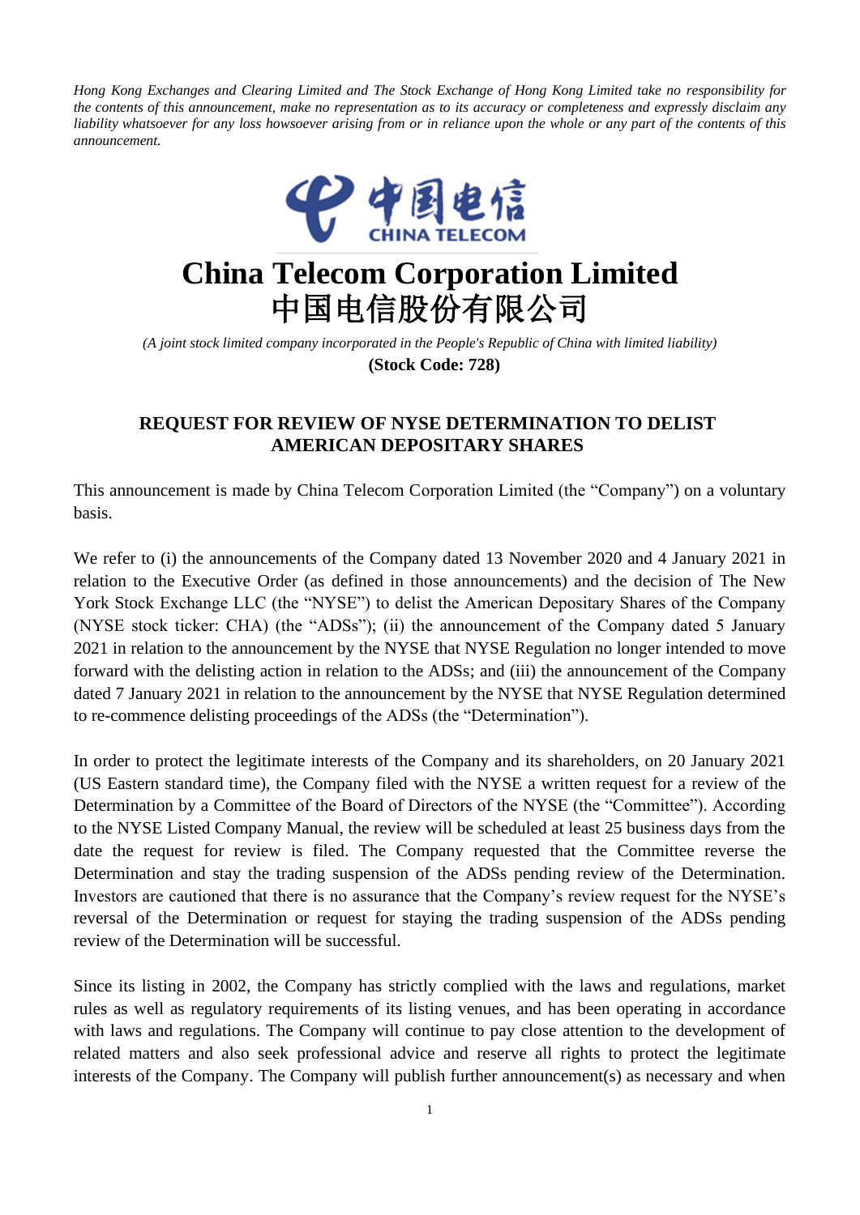*Hong Kong Exchanges and Clearing Limited and The Stock Exchange of Hong Kong Limited take no responsibility for the contents of this announcement, make no representation as to its accuracy or completeness and expressly disclaim any liability whatsoever for any loss howsoever arising from or in reliance upon the whole or any part of the contents of this announcement.*

中国电信
CHINA TELECOM

# China Telecom Corporation Limited
# 中国电信股份有限公司

*(A joint stock limited company incorporated in the People's Republic of China with limited liability)*

**(Stock Code: 728)**

## REQUEST FOR REVIEW OF NYSE DETERMINATION TO DELIST AMERICAN DEPOSITARY SHARES

This announcement is made by China Telecom Corporation Limited (the "Company") on a voluntary basis.

We refer to (i) the announcements of the Company dated 13 November 2020 and 4 January 2021 in relation to the Executive Order (as defined in those announcements) and the decision of The New York Stock Exchange LLC (the "NYSE") to delist the American Depositary Shares of the Company (NYSE stock ticker: CHA) (the "ADSs"); (ii) the announcement of the Company dated 5 January 2021 in relation to the announcement by the NYSE that NYSE Regulation no longer intended to move forward with the delisting action in relation to the ADSs; and (iii) the announcement of the Company dated 7 January 2021 in relation to the announcement by the NYSE that NYSE Regulation determined to re-commence delisting proceedings of the ADSs (the "Determination").

In order to protect the legitimate interests of the Company and its shareholders, on 20 January 2021 (US Eastern standard time), the Company filed with the NYSE a written request for a review of the Determination by a Committee of the Board of Directors of the NYSE (the "Committee"). According to the NYSE Listed Company Manual, the review will be scheduled at least 25 business days from the date the request for review is filed. The Company requested that the Committee reverse the Determination and stay the trading suspension of the ADSs pending review of the Determination. Investors are cautioned that there is no assurance that the Company's review request for the NYSE's reversal of the Determination or request for staying the trading suspension of the ADSs pending review of the Determination will be successful.

Since its listing in 2002, the Company has strictly complied with the laws and regulations, market rules as well as regulatory requirements of its listing venues, and has been operating in accordance with laws and regulations. The Company will continue to pay close attention to the development of related matters and also seek professional advice and reserve all rights to protect the legitimate interests of the Company. The Company will publish further announcement(s) as necessary and when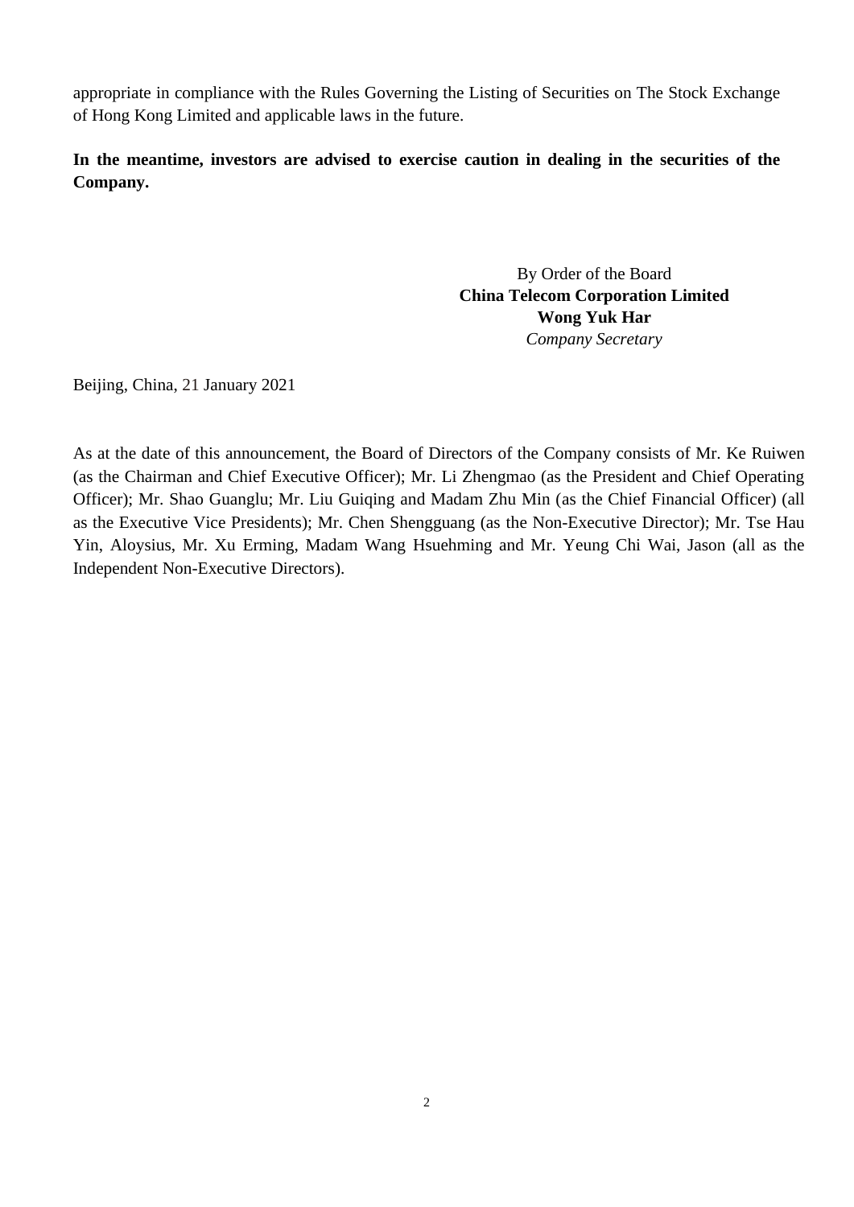appropriate in compliance with the Rules Governing the Listing of Securities on The Stock Exchange of Hong Kong Limited and applicable laws in the future.

**In the meantime, investors are advised to exercise caution in dealing in the securities of the Company.**

By Order of the Board
**China Telecom Corporation Limited**
**Wong Yuk Har**
*Company Secretary*

Beijing, China, 21 January 2021

As at the date of this announcement, the Board of Directors of the Company consists of Mr. Ke Ruiwen (as the Chairman and Chief Executive Officer); Mr. Li Zhengmao (as the President and Chief Operating Officer); Mr. Shao Guanglu; Mr. Liu Guiqing and Madam Zhu Min (as the Chief Financial Officer) (all as the Executive Vice Presidents); Mr. Chen Shengguang (as the Non-Executive Director); Mr. Tse Hau Yin, Aloysius, Mr. Xu Erming, Madam Wang Hsuehming and Mr. Yeung Chi Wai, Jason (all as the Independent Non-Executive Directors).